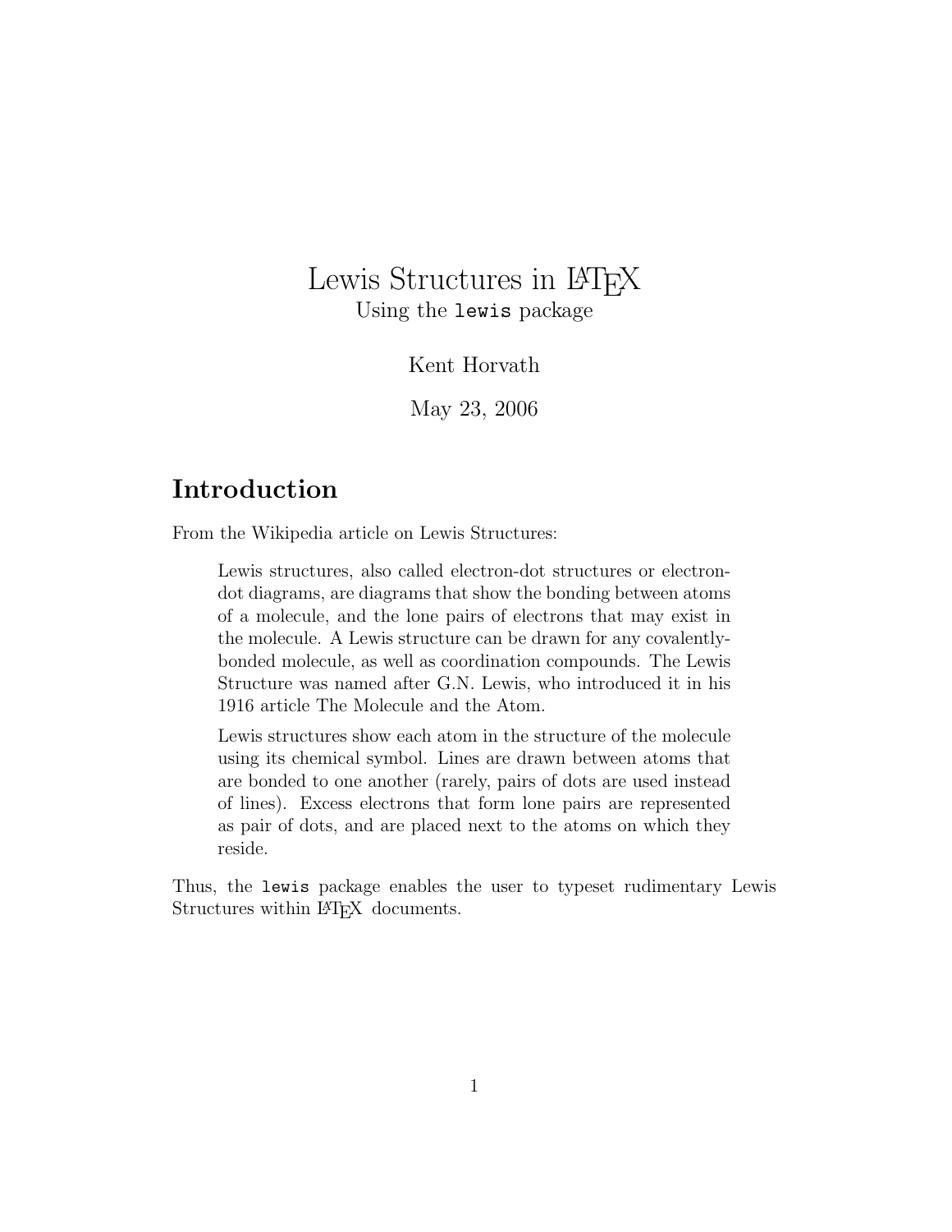# Lewis Structures in LaTeX

Using the `lewis` package

Kent Horvath

May 23, 2006

## Introduction

From the Wikipedia article on Lewis Structures:

> Lewis structures, also called electron-dot structures or electron-dot diagrams, are diagrams that show the bonding between atoms of a molecule, and the lone pairs of electrons that may exist in the molecule. A Lewis structure can be drawn for any covalently-bonded molecule, as well as coordination compounds. The Lewis Structure was named after G.N. Lewis, who introduced it in his 1916 article The Molecule and the Atom.
>
> Lewis structures show each atom in the structure of the molecule using its chemical symbol. Lines are drawn between atoms that are bonded to one another (rarely, pairs of dots are used instead of lines). Excess electrons that form lone pairs are represented as pair of dots, and are placed next to the atoms on which they reside.

Thus, the `lewis` package enables the user to typeset rudimentary Lewis Structures within LaTeX documents.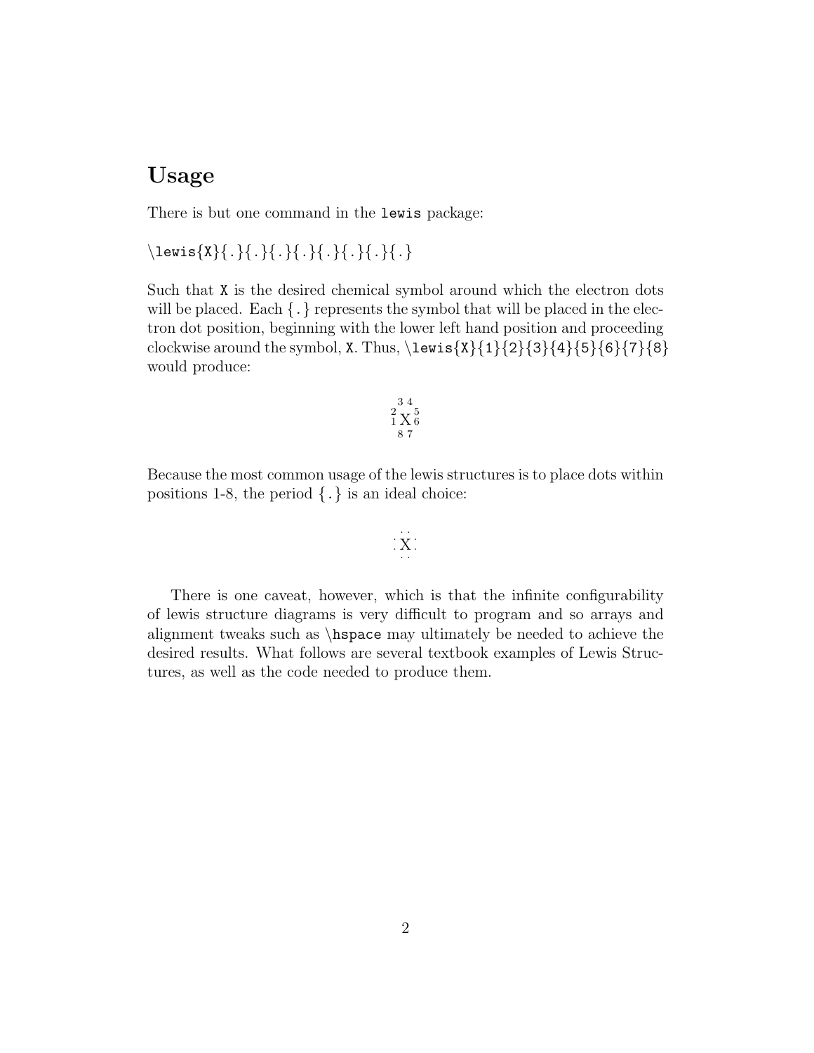## Usage

There is but one command in the `lewis` package:

```
\lewis{X}{.}{.}{.}{.}{.}{.}{.}{.}
```

Such that `X` is the desired chemical symbol around which the electron dots will be placed. Each `{.}` represents the symbol that will be placed in the electron dot position, beginning with the lower left hand position and proceeding clockwise around the symbol, `X`. Thus, `\lewis{X}{1}{2}{3}{4}{5}{6}{7}{8}` would produce:

```
  3 4
 2   5
 1 X 6
  8 7
```

Because the most common usage of the lewis structures is to place dots within positions 1-8, the period `{.}` is an ideal choice:

```
  . .
 :X:
  . .
```

There is one caveat, however, which is that the infinite configurability of lewis structure diagrams is very difficult to program and so arrays and alignment tweaks such as `\hspace` may ultimately be needed to achieve the desired results. What follows are several textbook examples of Lewis Structures, as well as the code needed to produce them.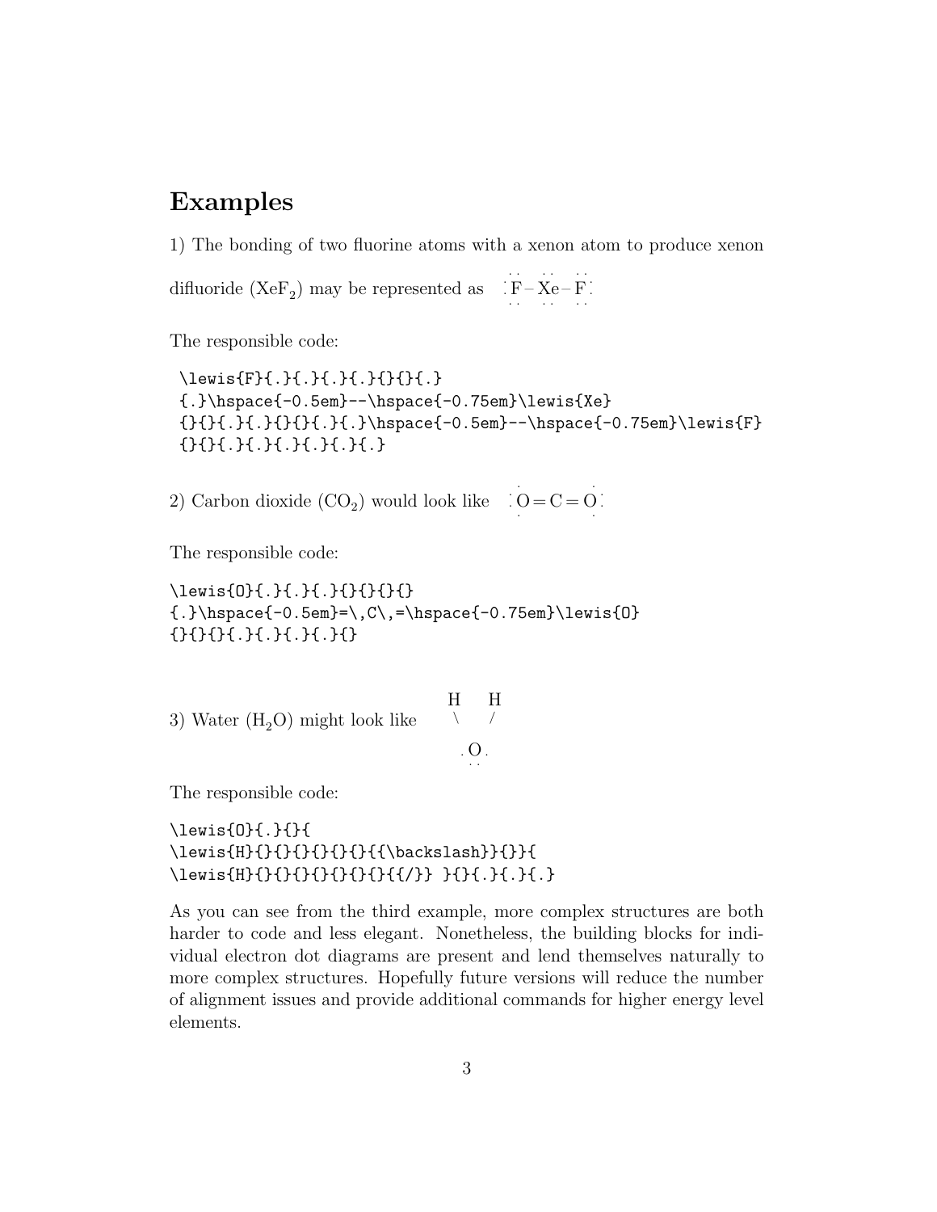## Examples

1) The bonding of two fluorine atoms with a xenon atom to produce xenon difluoride ($XeF_2$) may be represented as :F–Xe–F:

The responsible code:

```
\lewis{F}{.}{.}{.}{.}{.}{}{}{.}
{.}\hspace{-0.5em}--\hspace{-0.75em}\lewis{Xe}
{}{}{.}{.}{}{}{.}{.}\hspace{-0.5em}--\hspace{-0.75em}\lewis{F}
{}{}{.}{.}{.}{.}{.}{.}
```

2) Carbon dioxide ($CO_2$) would look like :O = C = O:

The responsible code:

```
\lewis{O}{.}{.}{.}{}{}{}{}
{.}\hspace{-0.5em}=\,C\,=\hspace{-0.75em}\lewis{O}
{}{}{}{.}{.}{.}{.}{}
```

3) Water ($H_2O$) might look like

```
 H     H
  \   /
   .O.
```

The responsible code:

```
\lewis{O}{.}{}{
\lewis{H}{}{}{}{}{}{}{{\backslash}}{}}{
\lewis{H}{}{}{}{}{}{}{}{{/}} }{}{.}{.}{.}
```

As you can see from the third example, more complex structures are both harder to code and less elegant. Nonetheless, the building blocks for individual electron dot diagrams are present and lend themselves naturally to more complex structures. Hopefully future versions will reduce the number of alignment issues and provide additional commands for higher energy level elements.